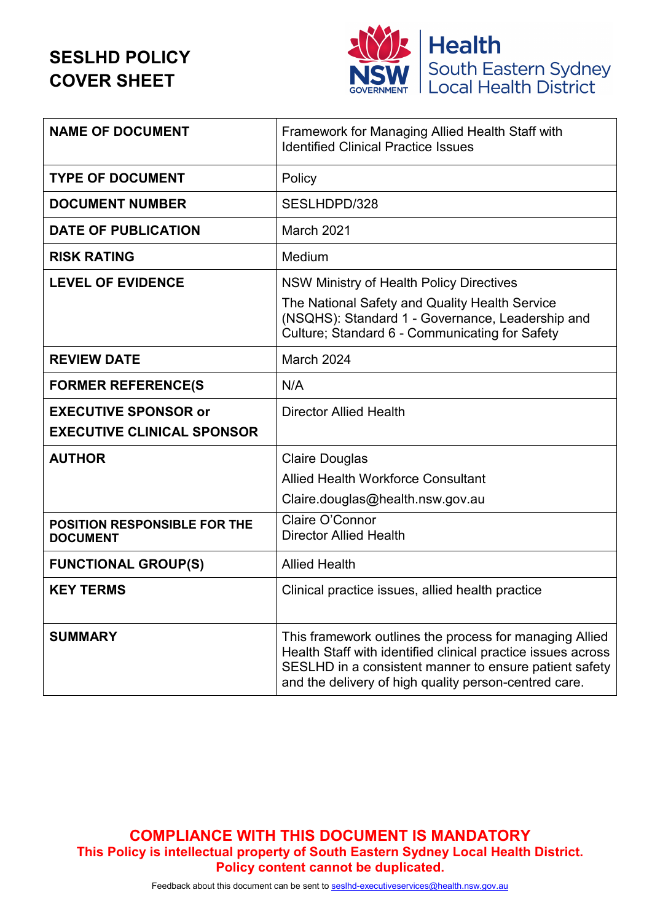# SESLHD POLICY COVER SHEET

Health South Eastern Sydney Local Health District

| NAME OF DOCUMENT | Framework for Managing Allied Health Staff with Identified Clinical Practice Issues |
|---|---|
| TYPE OF DOCUMENT | Policy |
| DOCUMENT NUMBER | SESLHDPD/328 |
| DATE OF PUBLICATION | March 2021 |
| RISK RATING | Medium |
| LEVEL OF EVIDENCE | NSW Ministry of Health Policy Directives<br>The National Safety and Quality Health Service (NSQHS): Standard 1 - Governance, Leadership and Culture; Standard 6 - Communicating for Safety |
| REVIEW DATE | March 2024 |
| FORMER REFERENCE(S | N/A |
| EXECUTIVE SPONSOR or EXECUTIVE CLINICAL SPONSOR | Director Allied Health |
| AUTHOR | Claire Douglas<br>Allied Health Workforce Consultant<br>Claire.douglas@health.nsw.gov.au |
| POSITION RESPONSIBLE FOR THE DOCUMENT | Claire O'Connor<br>Director Allied Health |
| FUNCTIONAL GROUP(S) | Allied Health |
| KEY TERMS | Clinical practice issues, allied health practice |
| SUMMARY | This framework outlines the process for managing Allied Health Staff with identified clinical practice issues across SESLHD in a consistent manner to ensure patient safety and the delivery of high quality person-centred care. |

**COMPLIANCE WITH THIS DOCUMENT IS MANDATORY**
**This Policy is intellectual property of South Eastern Sydney Local Health District.**
**Policy content cannot be duplicated.**

Feedback about this document can be sent to seslhd-executiveservices@health.nsw.gov.au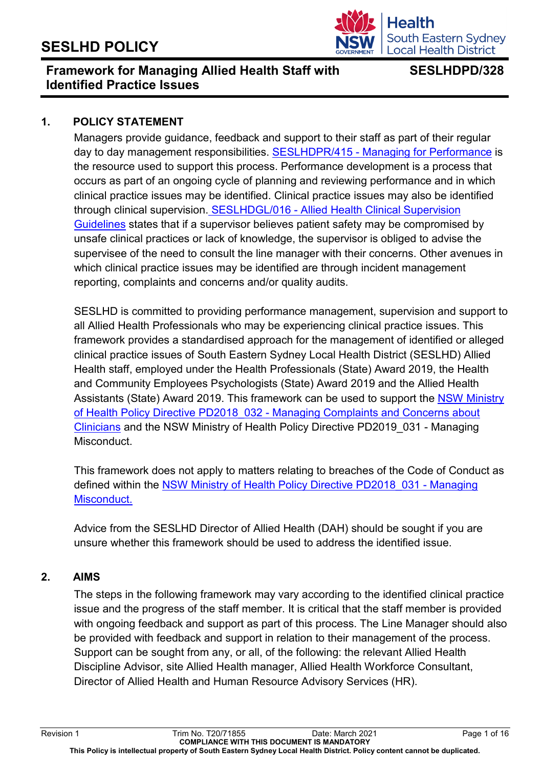# SESLHD POLICY

## Framework for Managing Allied Health Staff with Identified Practice Issues

**SESLHDPD/328**

### 1. POLICY STATEMENT

Managers provide guidance, feedback and support to their staff as part of their regular day to day management responsibilities. [SESLHDPR/415 - Managing for Performance](#) is the resource used to support this process. Performance development is a process that occurs as part of an ongoing cycle of planning and reviewing performance and in which clinical practice issues may be identified. Clinical practice issues may also be identified through clinical supervision. [SESLHDGL/016 - Allied Health Clinical Supervision Guidelines](#) states that if a supervisor believes patient safety may be compromised by unsafe clinical practices or lack of knowledge, the supervisor is obliged to advise the supervisee of the need to consult the line manager with their concerns. Other avenues in which clinical practice issues may be identified are through incident management reporting, complaints and concerns and/or quality audits.

SESLHD is committed to providing performance management, supervision and support to all Allied Health Professionals who may be experiencing clinical practice issues. This framework provides a standardised approach for the management of identified or alleged clinical practice issues of South Eastern Sydney Local Health District (SESLHD) Allied Health staff, employed under the Health Professionals (State) Award 2019, the Health and Community Employees Psychologists (State) Award 2019 and the Allied Health Assistants (State) Award 2019. This framework can be used to support the [NSW Ministry of Health Policy Directive PD2018_032 - Managing Complaints and Concerns about Clinicians](#) and the NSW Ministry of Health Policy Directive PD2019_031 - Managing Misconduct.

This framework does not apply to matters relating to breaches of the Code of Conduct as defined within the [NSW Ministry of Health Policy Directive PD2018_031 - Managing Misconduct.](#)

Advice from the SESLHD Director of Allied Health (DAH) should be sought if you are unsure whether this framework should be used to address the identified issue.

### 2. AIMS

The steps in the following framework may vary according to the identified clinical practice issue and the progress of the staff member. It is critical that the staff member is provided with ongoing feedback and support as part of this process. The Line Manager should also be provided with feedback and support in relation to their management of the process. Support can be sought from any, or all, of the following: the relevant Allied Health Discipline Advisor, site Allied Health manager, Allied Health Workforce Consultant, Director of Allied Health and Human Resource Advisory Services (HR).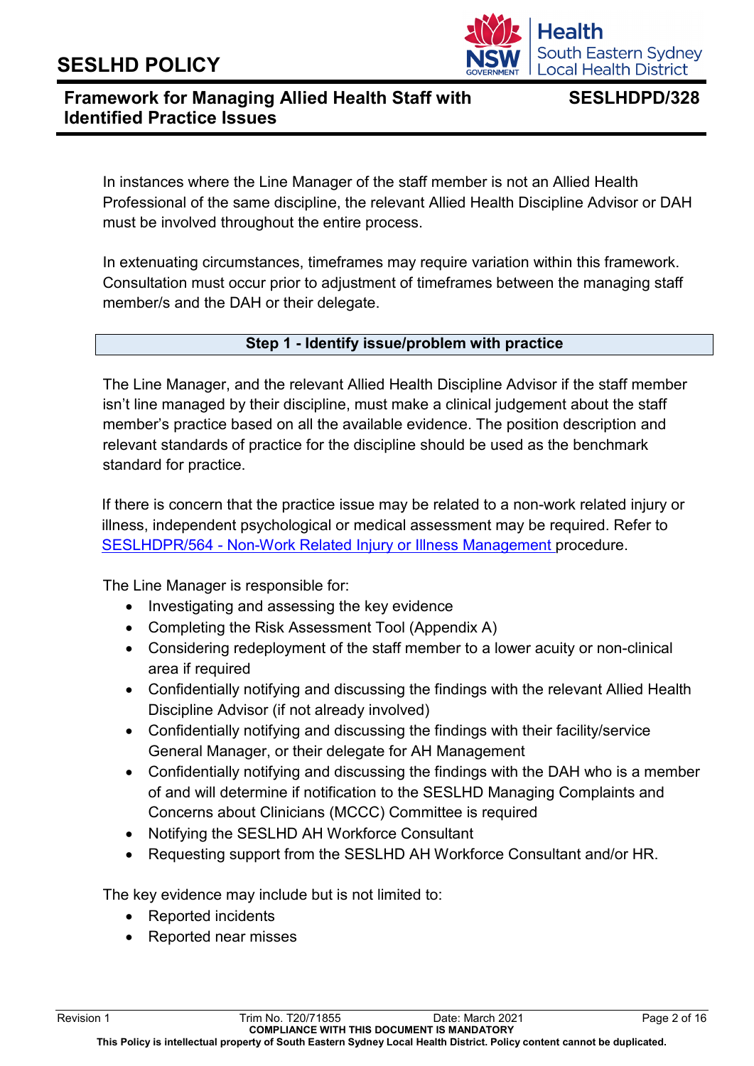In instances where the Line Manager of the staff member is not an Allied Health Professional of the same discipline, the relevant Allied Health Discipline Advisor or DAH must be involved throughout the entire process.

In extenuating circumstances, timeframes may require variation within this framework. Consultation must occur prior to adjustment of timeframes between the managing staff member/s and the DAH or their delegate.

## Step 1 - Identify issue/problem with practice

The Line Manager, and the relevant Allied Health Discipline Advisor if the staff member isn't line managed by their discipline, must make a clinical judgement about the staff member's practice based on all the available evidence. The position description and relevant standards of practice for the discipline should be used as the benchmark standard for practice.

If there is concern that the practice issue may be related to a non-work related injury or illness, independent psychological or medical assessment may be required. Refer to SESLHDPR/564 - Non-Work Related Injury or Illness Management procedure.

The Line Manager is responsible for:

- Investigating and assessing the key evidence
- Completing the Risk Assessment Tool (Appendix A)
- Considering redeployment of the staff member to a lower acuity or non-clinical area if required
- Confidentially notifying and discussing the findings with the relevant Allied Health Discipline Advisor (if not already involved)
- Confidentially notifying and discussing the findings with their facility/service General Manager, or their delegate for AH Management
- Confidentially notifying and discussing the findings with the DAH who is a member of and will determine if notification to the SESLHD Managing Complaints and Concerns about Clinicians (MCCC) Committee is required
- Notifying the SESLHD AH Workforce Consultant
- Requesting support from the SESLHD AH Workforce Consultant and/or HR.

The key evidence may include but is not limited to:

- Reported incidents
- Reported near misses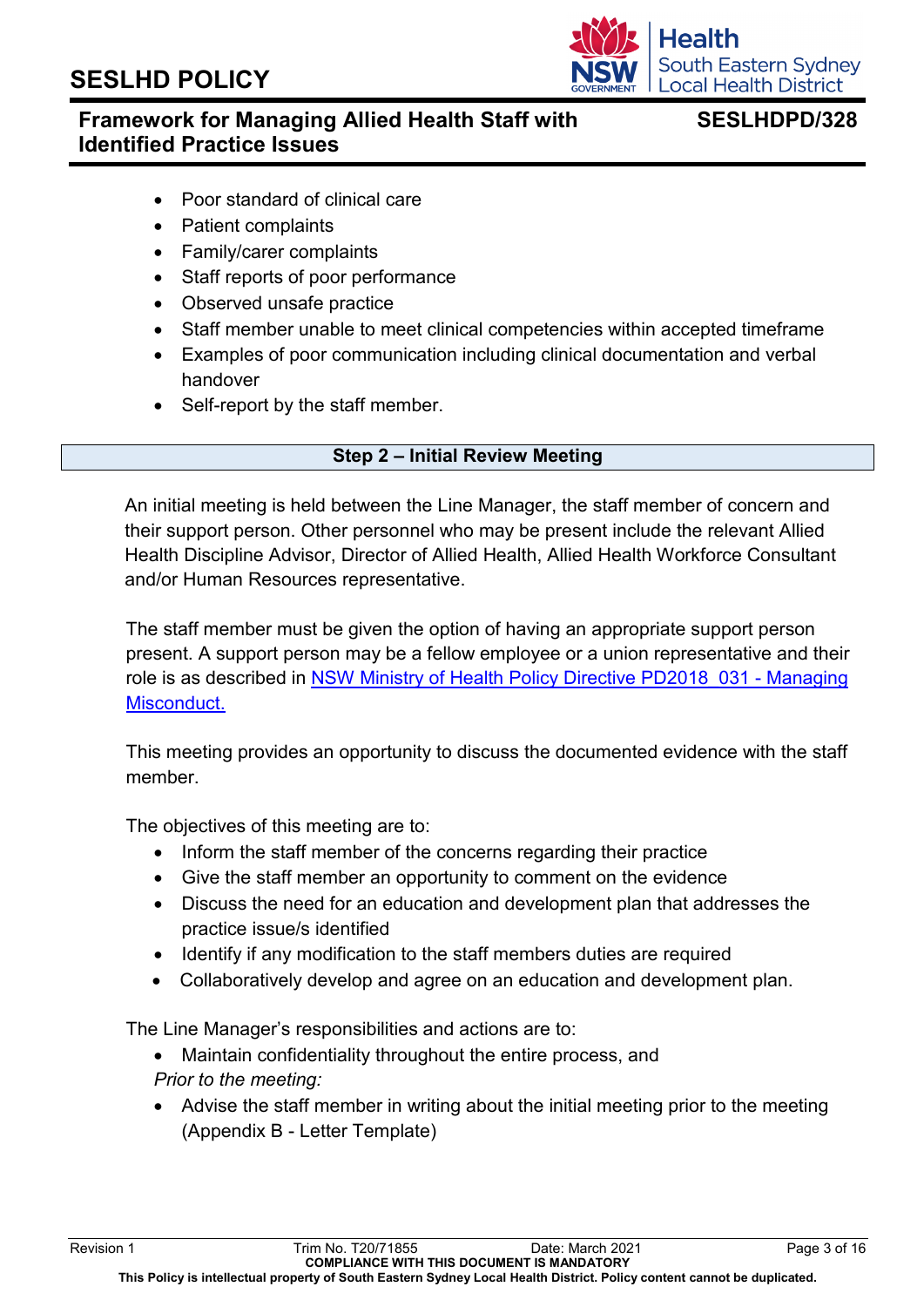- Poor standard of clinical care
- Patient complaints
- Family/carer complaints
- Staff reports of poor performance
- Observed unsafe practice
- Staff member unable to meet clinical competencies within accepted timeframe
- Examples of poor communication including clinical documentation and verbal handover
- Self-report by the staff member.

## Step 2 – Initial Review Meeting

An initial meeting is held between the Line Manager, the staff member of concern and their support person. Other personnel who may be present include the relevant Allied Health Discipline Advisor, Director of Allied Health, Allied Health Workforce Consultant and/or Human Resources representative.

The staff member must be given the option of having an appropriate support person present. A support person may be a fellow employee or a union representative and their role is as described in [NSW Ministry of Health Policy Directive PD2018_031 - Managing Misconduct.]()

This meeting provides an opportunity to discuss the documented evidence with the staff member.

The objectives of this meeting are to:

- Inform the staff member of the concerns regarding their practice
- Give the staff member an opportunity to comment on the evidence
- Discuss the need for an education and development plan that addresses the practice issue/s identified
- Identify if any modification to the staff members duties are required
- Collaboratively develop and agree on an education and development plan.

The Line Manager's responsibilities and actions are to:

- Maintain confidentiality throughout the entire process, and

*Prior to the meeting:*

- Advise the staff member in writing about the initial meeting prior to the meeting (Appendix B - Letter Template)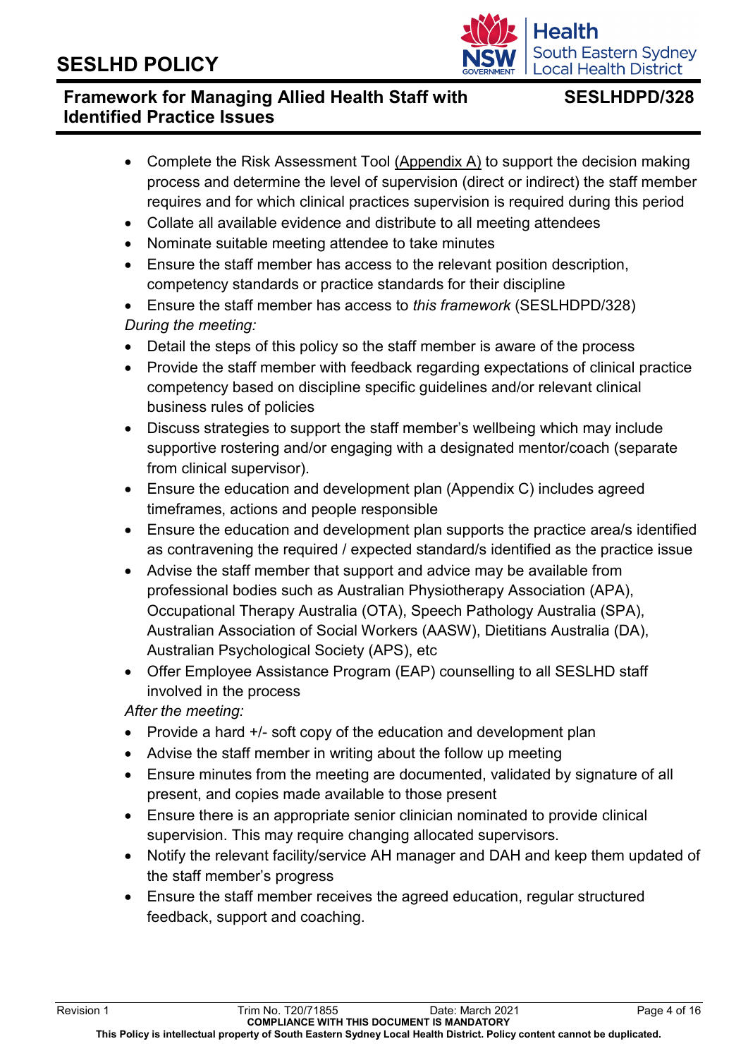- Complete the Risk Assessment Tool (Appendix A) to support the decision making process and determine the level of supervision (direct or indirect) the staff member requires and for which clinical practices supervision is required during this period
- Collate all available evidence and distribute to all meeting attendees
- Nominate suitable meeting attendee to take minutes
- Ensure the staff member has access to the relevant position description, competency standards or practice standards for their discipline
- Ensure the staff member has access to *this framework* (SESLHDPD/328)

*During the meeting:*

- Detail the steps of this policy so the staff member is aware of the process
- Provide the staff member with feedback regarding expectations of clinical practice competency based on discipline specific guidelines and/or relevant clinical business rules of policies
- Discuss strategies to support the staff member's wellbeing which may include supportive rostering and/or engaging with a designated mentor/coach (separate from clinical supervisor).
- Ensure the education and development plan (Appendix C) includes agreed timeframes, actions and people responsible
- Ensure the education and development plan supports the practice area/s identified as contravening the required / expected standard/s identified as the practice issue
- Advise the staff member that support and advice may be available from professional bodies such as Australian Physiotherapy Association (APA), Occupational Therapy Australia (OTA), Speech Pathology Australia (SPA), Australian Association of Social Workers (AASW), Dietitians Australia (DA), Australian Psychological Society (APS), etc
- Offer Employee Assistance Program (EAP) counselling to all SESLHD staff involved in the process

*After the meeting:*

- Provide a hard +/- soft copy of the education and development plan
- Advise the staff member in writing about the follow up meeting
- Ensure minutes from the meeting are documented, validated by signature of all present, and copies made available to those present
- Ensure there is an appropriate senior clinician nominated to provide clinical supervision. This may require changing allocated supervisors.
- Notify the relevant facility/service AH manager and DAH and keep them updated of the staff member's progress
- Ensure the staff member receives the agreed education, regular structured feedback, support and coaching.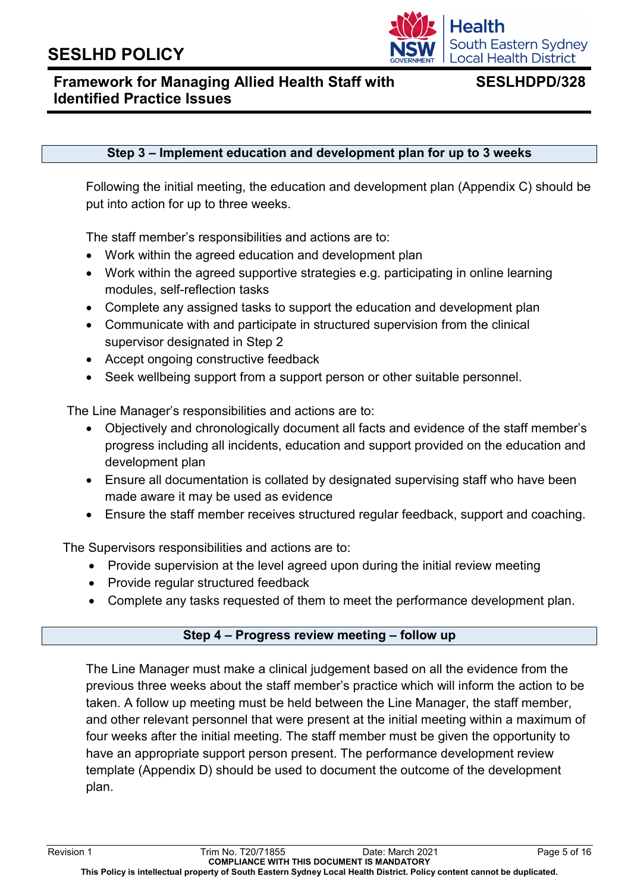### Step 3 – Implement education and development plan for up to 3 weeks

Following the initial meeting, the education and development plan (Appendix C) should be put into action for up to three weeks.

The staff member's responsibilities and actions are to:

- Work within the agreed education and development plan
- Work within the agreed supportive strategies e.g. participating in online learning modules, self-reflection tasks
- Complete any assigned tasks to support the education and development plan
- Communicate with and participate in structured supervision from the clinical supervisor designated in Step 2
- Accept ongoing constructive feedback
- Seek wellbeing support from a support person or other suitable personnel.

The Line Manager's responsibilities and actions are to:

- Objectively and chronologically document all facts and evidence of the staff member's progress including all incidents, education and support provided on the education and development plan
- Ensure all documentation is collated by designated supervising staff who have been made aware it may be used as evidence
- Ensure the staff member receives structured regular feedback, support and coaching.

The Supervisors responsibilities and actions are to:

- Provide supervision at the level agreed upon during the initial review meeting
- Provide regular structured feedback
- Complete any tasks requested of them to meet the performance development plan.

### Step 4 – Progress review meeting – follow up

The Line Manager must make a clinical judgement based on all the evidence from the previous three weeks about the staff member's practice which will inform the action to be taken. A follow up meeting must be held between the Line Manager, the staff member, and other relevant personnel that were present at the initial meeting within a maximum of four weeks after the initial meeting. The staff member must be given the opportunity to have an appropriate support person present. The performance development review template (Appendix D) should be used to document the outcome of the development plan.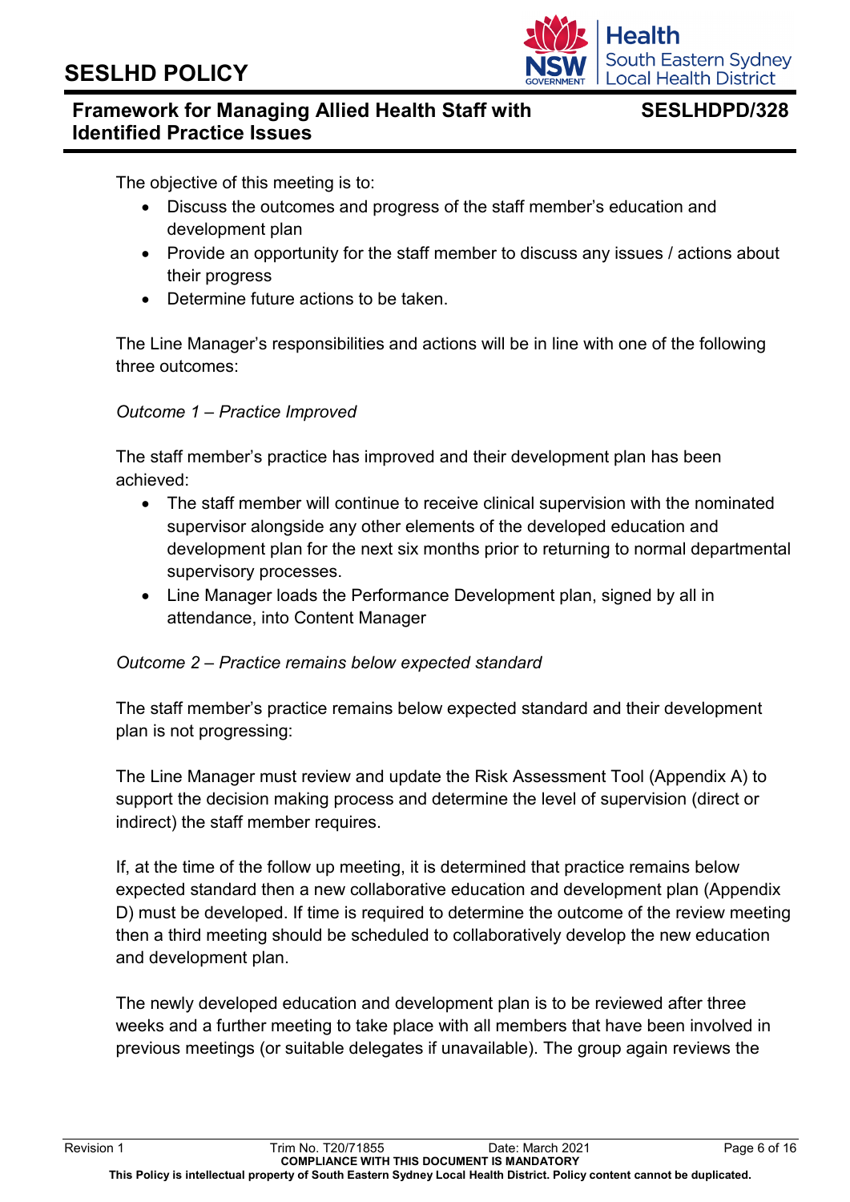The objective of this meeting is to:

- Discuss the outcomes and progress of the staff member's education and development plan
- Provide an opportunity for the staff member to discuss any issues / actions about their progress
- Determine future actions to be taken.

The Line Manager's responsibilities and actions will be in line with one of the following three outcomes:

*Outcome 1 – Practice Improved*

The staff member's practice has improved and their development plan has been achieved:

- The staff member will continue to receive clinical supervision with the nominated supervisor alongside any other elements of the developed education and development plan for the next six months prior to returning to normal departmental supervisory processes.
- Line Manager loads the Performance Development plan, signed by all in attendance, into Content Manager

*Outcome 2 – Practice remains below expected standard*

The staff member's practice remains below expected standard and their development plan is not progressing:

The Line Manager must review and update the Risk Assessment Tool (Appendix A) to support the decision making process and determine the level of supervision (direct or indirect) the staff member requires.

If, at the time of the follow up meeting, it is determined that practice remains below expected standard then a new collaborative education and development plan (Appendix D) must be developed. If time is required to determine the outcome of the review meeting then a third meeting should be scheduled to collaboratively develop the new education and development plan.

The newly developed education and development plan is to be reviewed after three weeks and a further meeting to take place with all members that have been involved in previous meetings (or suitable delegates if unavailable). The group again reviews the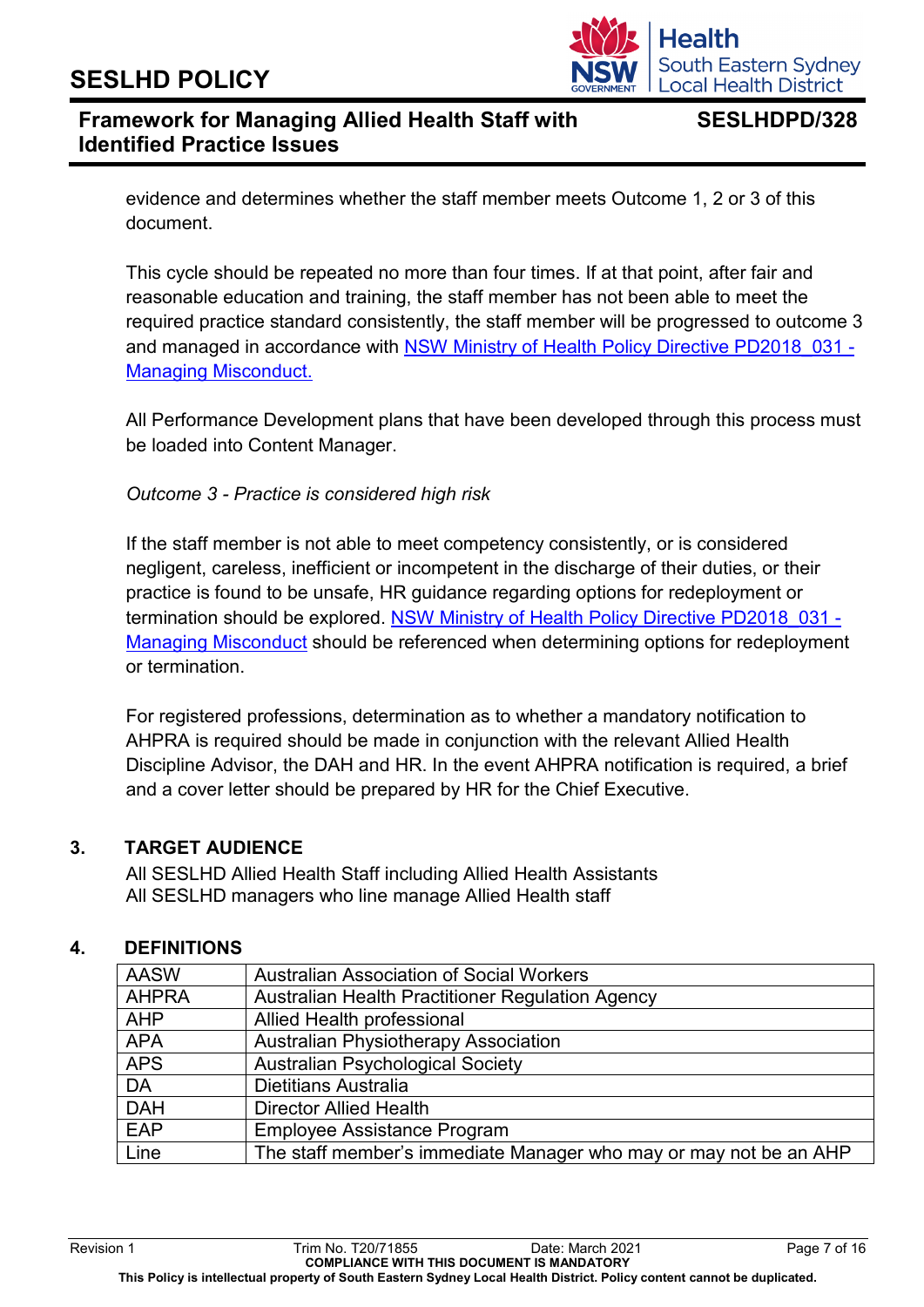evidence and determines whether the staff member meets Outcome 1, 2 or 3 of this document.

This cycle should be repeated no more than four times. If at that point, after fair and reasonable education and training, the staff member has not been able to meet the required practice standard consistently, the staff member will be progressed to outcome 3 and managed in accordance with [NSW Ministry of Health Policy Directive PD2018_031 - Managing Misconduct.](#)

All Performance Development plans that have been developed through this process must be loaded into Content Manager.

*Outcome 3 - Practice is considered high risk*

If the staff member is not able to meet competency consistently, or is considered negligent, careless, inefficient or incompetent in the discharge of their duties, or their practice is found to be unsafe, HR guidance regarding options for redeployment or termination should be explored. [NSW Ministry of Health Policy Directive PD2018_031 - Managing Misconduct](#) should be referenced when determining options for redeployment or termination.

For registered professions, determination as to whether a mandatory notification to AHPRA is required should be made in conjunction with the relevant Allied Health Discipline Advisor, the DAH and HR. In the event AHPRA notification is required, a brief and a cover letter should be prepared by HR for the Chief Executive.

## 3. TARGET AUDIENCE

All SESLHD Allied Health Staff including Allied Health Assistants
All SESLHD managers who line manage Allied Health staff

## 4. DEFINITIONS

| | |
|---|---|
| AASW | Australian Association of Social Workers |
| AHPRA | Australian Health Practitioner Regulation Agency |
| AHP | Allied Health professional |
| APA | Australian Physiotherapy Association |
| APS | Australian Psychological Society |
| DA | Dietitians Australia |
| DAH | Director Allied Health |
| EAP | Employee Assistance Program |
| Line | The staff member's immediate Manager who may or may not be an AHP |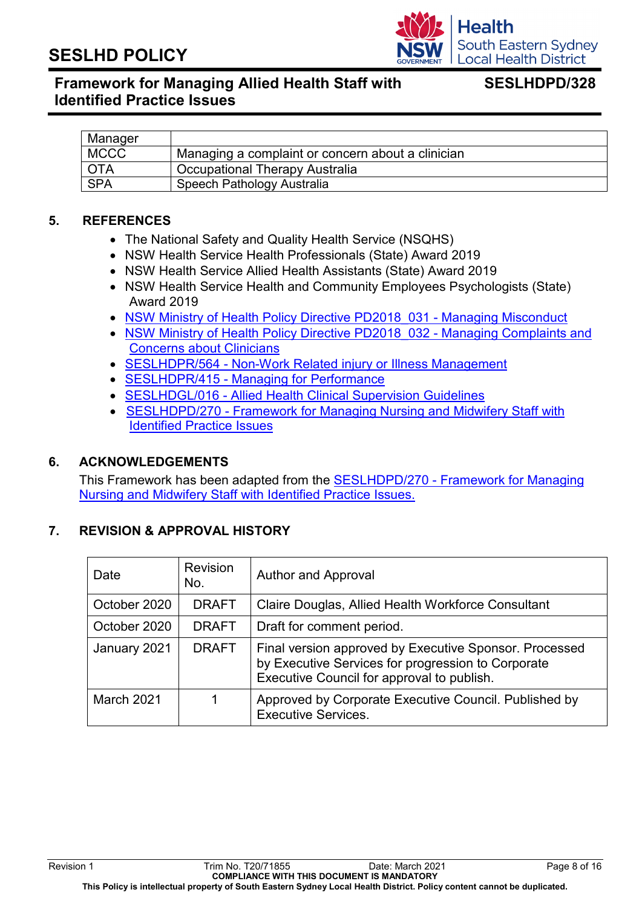| Manager | |
|---|---|
| MCCC | Managing a complaint or concern about a clinician |
| OTA | Occupational Therapy Australia |
| SPA | Speech Pathology Australia |

## 5. REFERENCES

- The National Safety and Quality Health Service (NSQHS)
- NSW Health Service Health Professionals (State) Award 2019
- NSW Health Service Allied Health Assistants (State) Award 2019
- NSW Health Service Health and Community Employees Psychologists (State) Award 2019
- NSW Ministry of Health Policy Directive PD2018_031 - Managing Misconduct
- NSW Ministry of Health Policy Directive PD2018_032 - Managing Complaints and Concerns about Clinicians
- SESLHDPR/564 - Non-Work Related injury or Illness Management
- SESLHDPR/415 - Managing for Performance
- SESLHDGL/016 - Allied Health Clinical Supervision Guidelines
- SESLHDPD/270 - Framework for Managing Nursing and Midwifery Staff with Identified Practice Issues

## 6. ACKNOWLEDGEMENTS

This Framework has been adapted from the SESLHDPD/270 - Framework for Managing Nursing and Midwifery Staff with Identified Practice Issues.

## 7. REVISION & APPROVAL HISTORY

| Date | Revision No. | Author and Approval |
|---|---|---|
| October 2020 | DRAFT | Claire Douglas, Allied Health Workforce Consultant |
| October 2020 | DRAFT | Draft for comment period. |
| January 2021 | DRAFT | Final version approved by Executive Sponsor. Processed by Executive Services for progression to Corporate Executive Council for approval to publish. |
| March 2021 | 1 | Approved by Corporate Executive Council. Published by Executive Services. |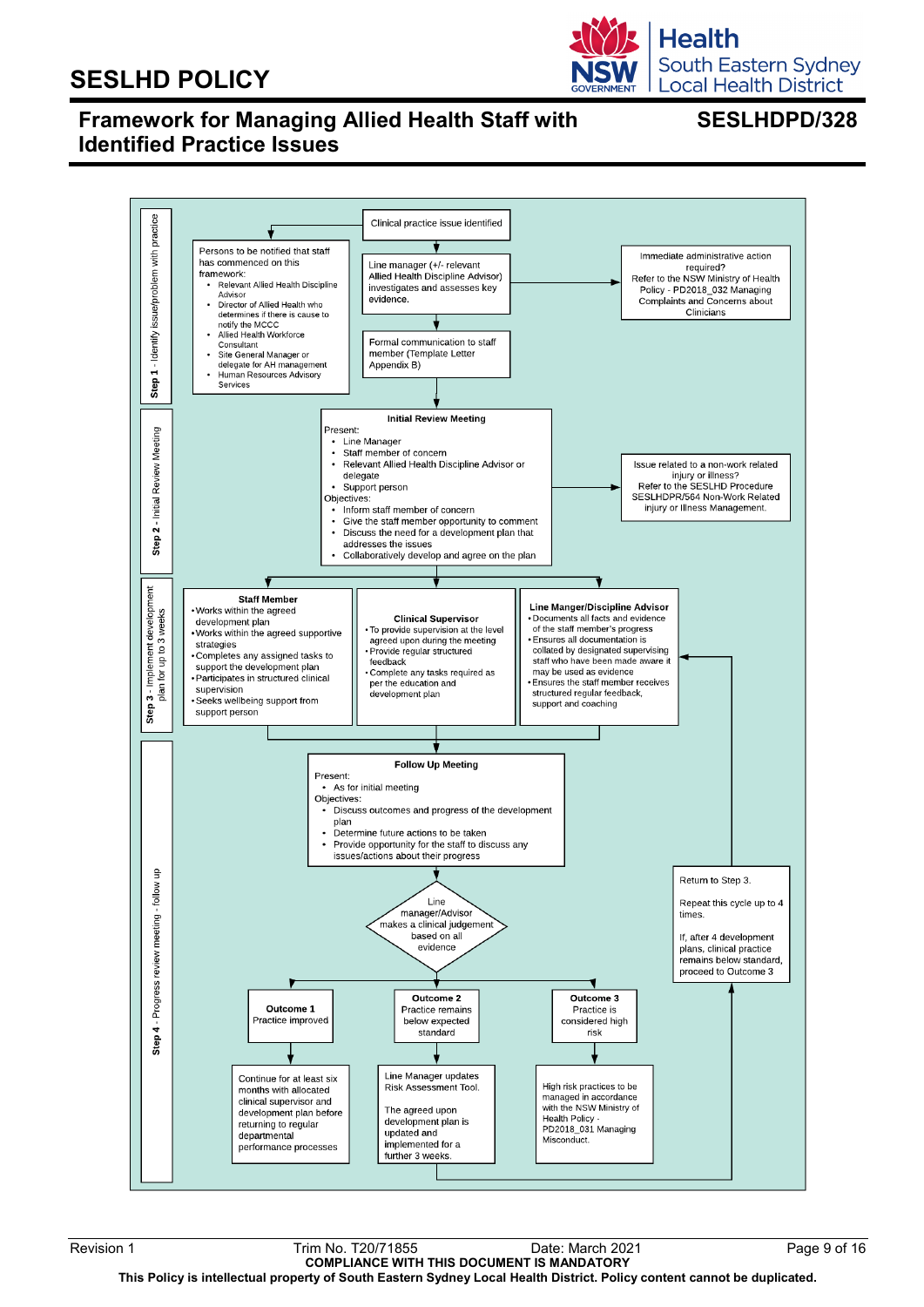# Framework for Managing Allied Health Staff with Identified Practice Issues

**SESLHDPD/328**

## Step 1 - Identify issue/problem with practice

Clinical practice issue identified

Line manager (+/- relevant Allied Health Discipline Advisor) investigates and assesses key evidence.

Persons to be notified that staff has commenced on this framework:

- Relevant Allied Health Discipline Advisor
- Director of Allied Health who determines if there is cause to notify the MCCC
- Allied Health Workforce Consultant
- Site General Manager or delegate for AH management
- Human Resources Advisory Services

Immediate administrative action required? Refer to the NSW Ministry of Health Policy - PD2018_032 Managing Complaints and Concerns about Clinicians

Formal communication to staff member (Template Letter Appendix B)

## Step 2 - Initial Review Meeting

**Initial Review Meeting**

Present:

- Line Manager
- Staff member of concern
- Relevant Allied Health Discipline Advisor or delegate
- Support person

Objectives:

- Inform staff member of concern
- Give the staff member opportunity to comment
- Discuss the need for a development plan that addresses the issues
- Collaboratively develop and agree on the plan

Issue related to a non-work related injury or illness? Refer to the SESLHD Procedure SESLHDPR/564 Non-Work Related injury or Illness Management.

## Step 3 - Implement development plan for up to 3 weeks

**Staff Member**

- Works within the agreed development plan
- Works within the agreed supportive strategies
- Completes any assigned tasks to support the development plan
- Participates in structured clinical supervision
- Seeks wellbeing support from support person

**Clinical Supervisor**

- To provide supervision at the level agreed upon during the meeting
- Provide regular structured feedback
- Complete any tasks required as per the education and development plan

**Line Manger/Discipline Advisor**

- Documents all facts and evidence of the staff member's progress
- Ensures all documentation is collated by designated supervising staff who have been made aware it may be used as evidence
- Ensures the staff member receives structured regular feedback, support and coaching

## Step 4 - Progress review meeting - follow up

**Follow Up Meeting**

Present:

- As for initial meeting

Objectives:

- Discuss outcomes and progress of the development plan
- Determine future actions to be taken
- Provide opportunity for the staff to discuss any issues/actions about their progress

Line manager/Advisor makes a clinical judgement based on all evidence

**Outcome 1** Practice improved → Continue for at least six months with allocated clinical supervisor and development plan before returning to regular departmental performance processes

**Outcome 2** Practice remains below expected standard → Line Manager updates Risk Assessment Tool. The agreed upon development plan is updated and implemented for a further 3 weeks.

**Outcome 3** Practice is considered high risk → High risk practices to be managed in accordance with the NSW Ministry of Health Policy - PD2018_031 Managing Misconduct.

Return to Step 3.

Repeat this cycle up to 4 times.

If, after 4 development plans, clinical practice remains below standard, proceed to Outcome 3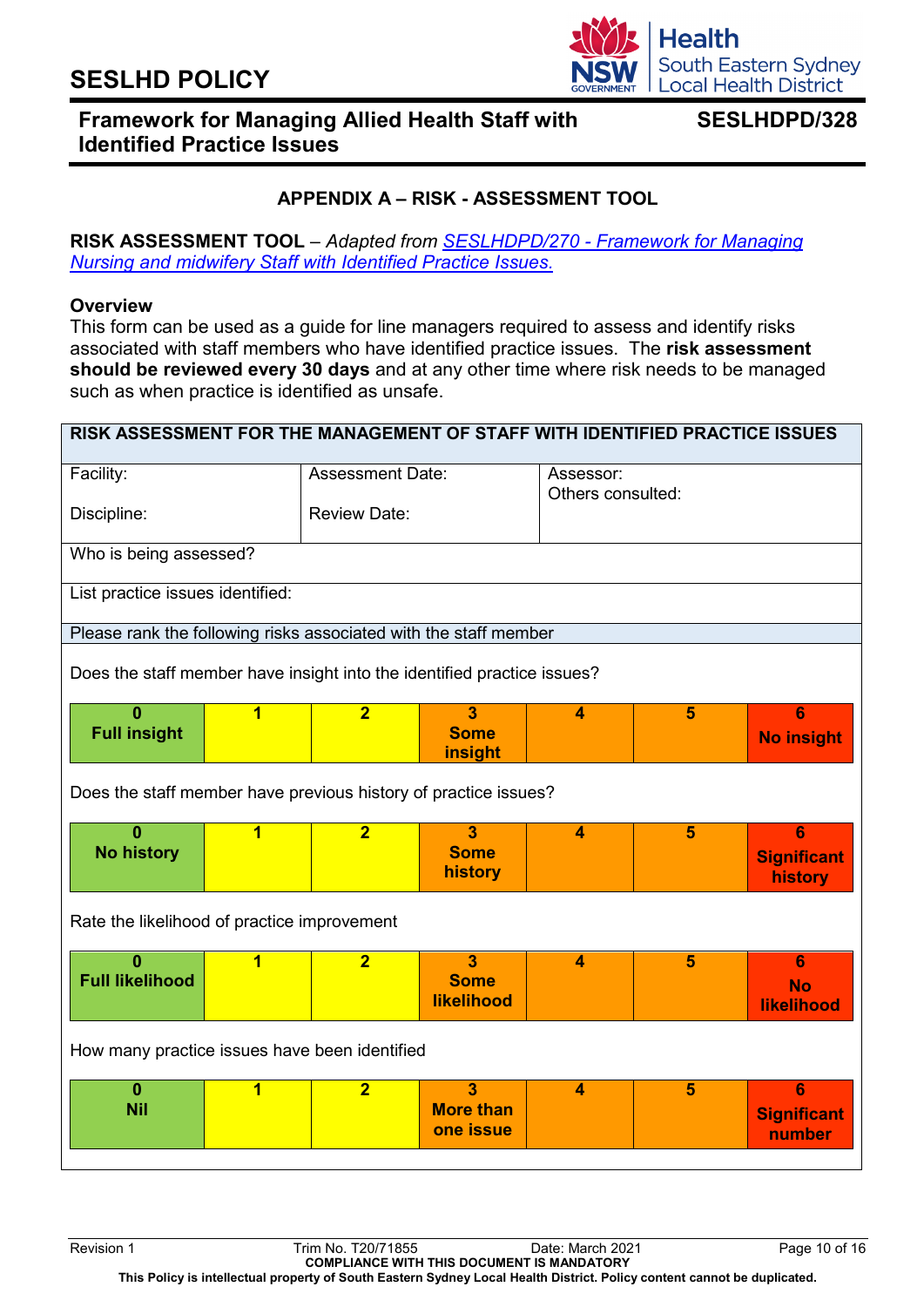## APPENDIX A – RISK - ASSESSMENT TOOL

**RISK ASSESSMENT TOOL** – *Adapted from [SESLHDPD/270 - Framework for Managing Nursing and midwifery Staff with Identified Practice Issues.]()*

**Overview**

This form can be used as a guide for line managers required to assess and identify risks associated with staff members who have identified practice issues. The **risk assessment should be reviewed every 30 days** and at any other time where risk needs to be managed such as when practice is identified as unsafe.

| RISK ASSESSMENT FOR THE MANAGEMENT OF STAFF WITH IDENTIFIED PRACTICE ISSUES | | |
|---|---|---|
| Facility:<br><br>Discipline: | Assessment Date:<br><br>Review Date: | Assessor:<br>Others consulted: |
| Who is being assessed? | | |
| List practice issues identified: | | |
| Please rank the following risks associated with the staff member | | |

Does the staff member have insight into the identified practice issues?

| 0<br>Full insight | 1 | 2 | 3<br>Some insight | 4 | 5 | 6<br>No insight |
|---|---|---|---|---|---|---|

Does the staff member have previous history of practice issues?

| 0<br>No history | 1 | 2 | 3<br>Some history | 4 | 5 | 6<br>Significant history |
|---|---|---|---|---|---|---|

Rate the likelihood of practice improvement

| 0<br>Full likelihood | 1 | 2 | 3<br>Some likelihood | 4 | 5 | 6<br>No likelihood |
|---|---|---|---|---|---|---|

How many practice issues have been identified

| 0<br>Nil | 1 | 2 | 3<br>More than one issue | 4 | 5 | 6<br>Significant number |
|---|---|---|---|---|---|---|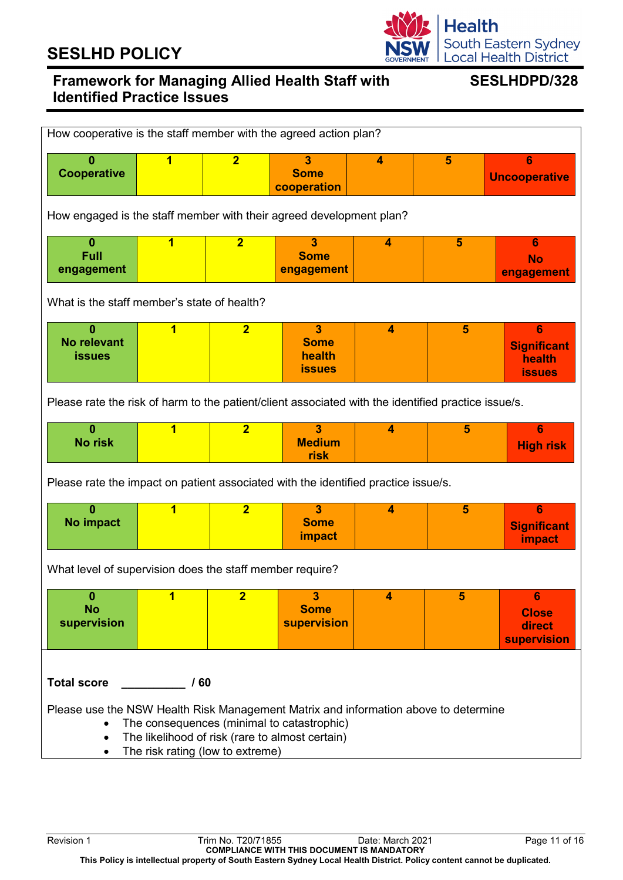How cooperative is the staff member with the agreed action plan?

| 0 Cooperative | 1 | 2 | 3 Some cooperation | 4 | 5 | 6 Uncooperative |
|---|---|---|---|---|---|---|

How engaged is the staff member with their agreed development plan?

| 0 Full engagement | 1 | 2 | 3 Some engagement | 4 | 5 | 6 No engagement |
|---|---|---|---|---|---|---|

What is the staff member's state of health?

| 0 No relevant issues | 1 | 2 | 3 Some health issues | 4 | 5 | 6 Significant health issues |
|---|---|---|---|---|---|---|

Please rate the risk of harm to the patient/client associated with the identified practice issue/s.

| 0 No risk | 1 | 2 | 3 Medium risk | 4 | 5 | 6 High risk |
|---|---|---|---|---|---|---|

Please rate the impact on patient associated with the identified practice issue/s.

| 0 No impact | 1 | 2 | 3 Some impact | 4 | 5 | 6 Significant impact |
|---|---|---|---|---|---|---|

What level of supervision does the staff member require?

| 0 No supervision | 1 | 2 | 3 Some supervision | 4 | 5 | 6 Close direct supervision |
|---|---|---|---|---|---|---|

**Total score** __________ **/ 60**

Please use the NSW Health Risk Management Matrix and information above to determine

- The consequences (minimal to catastrophic)
- The likelihood of risk (rare to almost certain)
- The risk rating (low to extreme)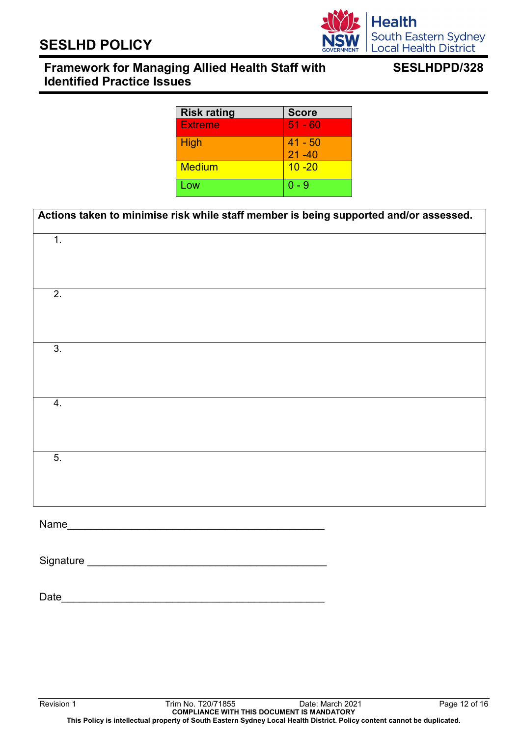| Risk rating | Score |
|---|---|
| Extreme | 51 - 60 |
| High | 41 - 50<br>21 -40 |
| Medium | 10 -20 |
| Low | 0 - 9 |

| Actions taken to minimise risk while staff member is being supported and/or assessed. |
|---|
| 1. |
| 2. |
| 3. |
| 4. |
| 5. |

Name______________________________________________

Signature __________________________________________

Date_______________________________________________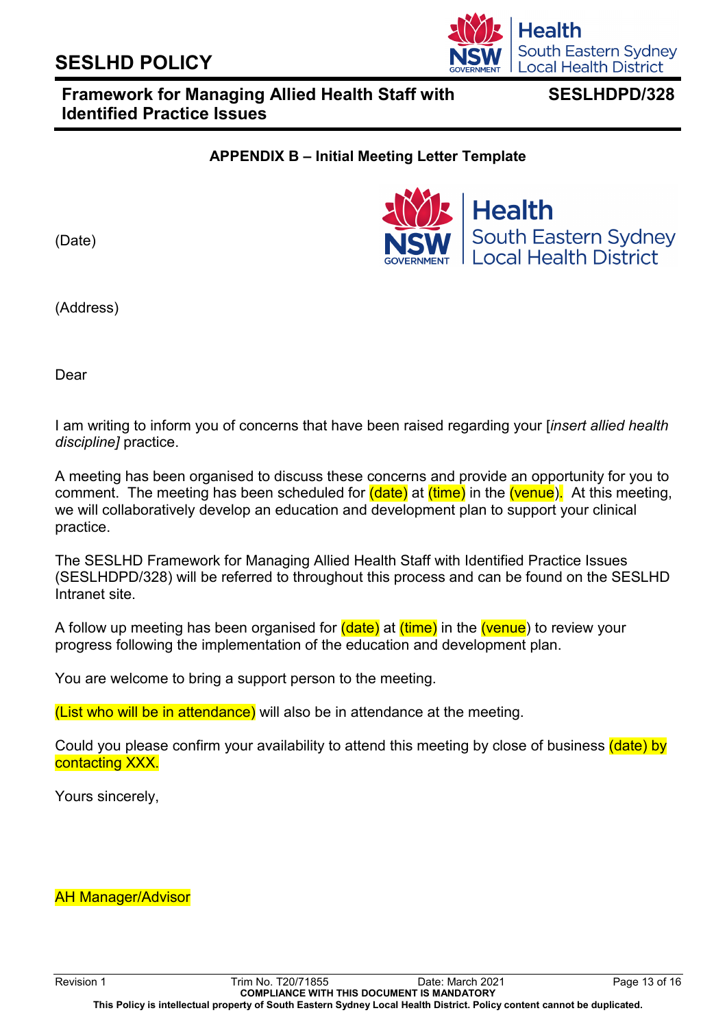## APPENDIX B – Initial Meeting Letter Template

(Date)

(Address)

Dear

I am writing to inform you of concerns that have been raised regarding your [*insert allied health discipline]* practice.

A meeting has been organised to discuss these concerns and provide an opportunity for you to comment. The meeting has been scheduled for (date) at (time) in the (venue). At this meeting, we will collaboratively develop an education and development plan to support your clinical practice.

The SESLHD Framework for Managing Allied Health Staff with Identified Practice Issues (SESLHDPD/328) will be referred to throughout this process and can be found on the SESLHD Intranet site.

A follow up meeting has been organised for (date) at (time) in the (venue) to review your progress following the implementation of the education and development plan.

You are welcome to bring a support person to the meeting.

(List who will be in attendance) will also be in attendance at the meeting.

Could you please confirm your availability to attend this meeting by close of business (date) by contacting XXX.

Yours sincerely,

AH Manager/Advisor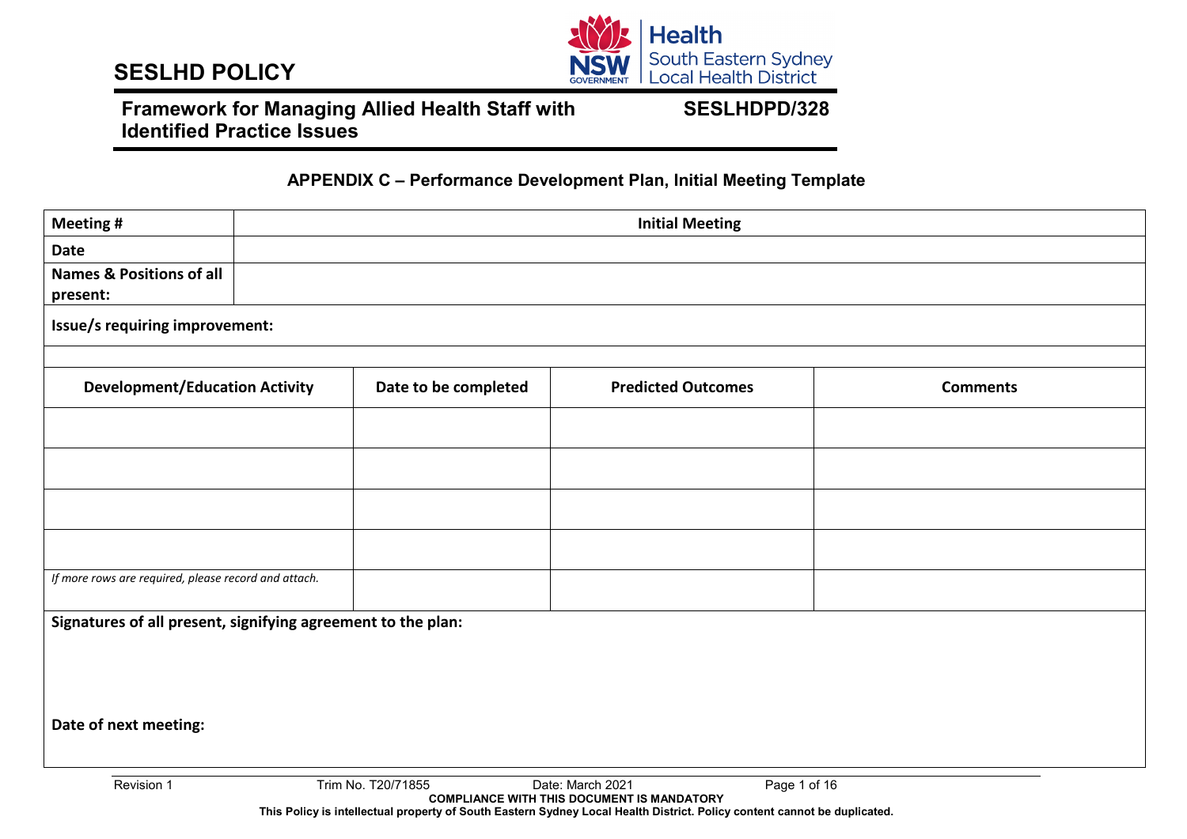## APPENDIX C – Performance Development Plan, Initial Meeting Template

| Meeting # | Initial Meeting |
|---|---|
| Date | |
| Names & Positions of all present: | |

**Issue/s requiring improvement:**

| Development/Education Activity | Date to be completed | Predicted Outcomes | Comments |
|---|---|---|---|
| | | | |
| | | | |
| | | | |
| | | | |
| *If more rows are required, please record and attach.* | | | |

**Signatures of all present, signifying agreement to the plan:**

**Date of next meeting:**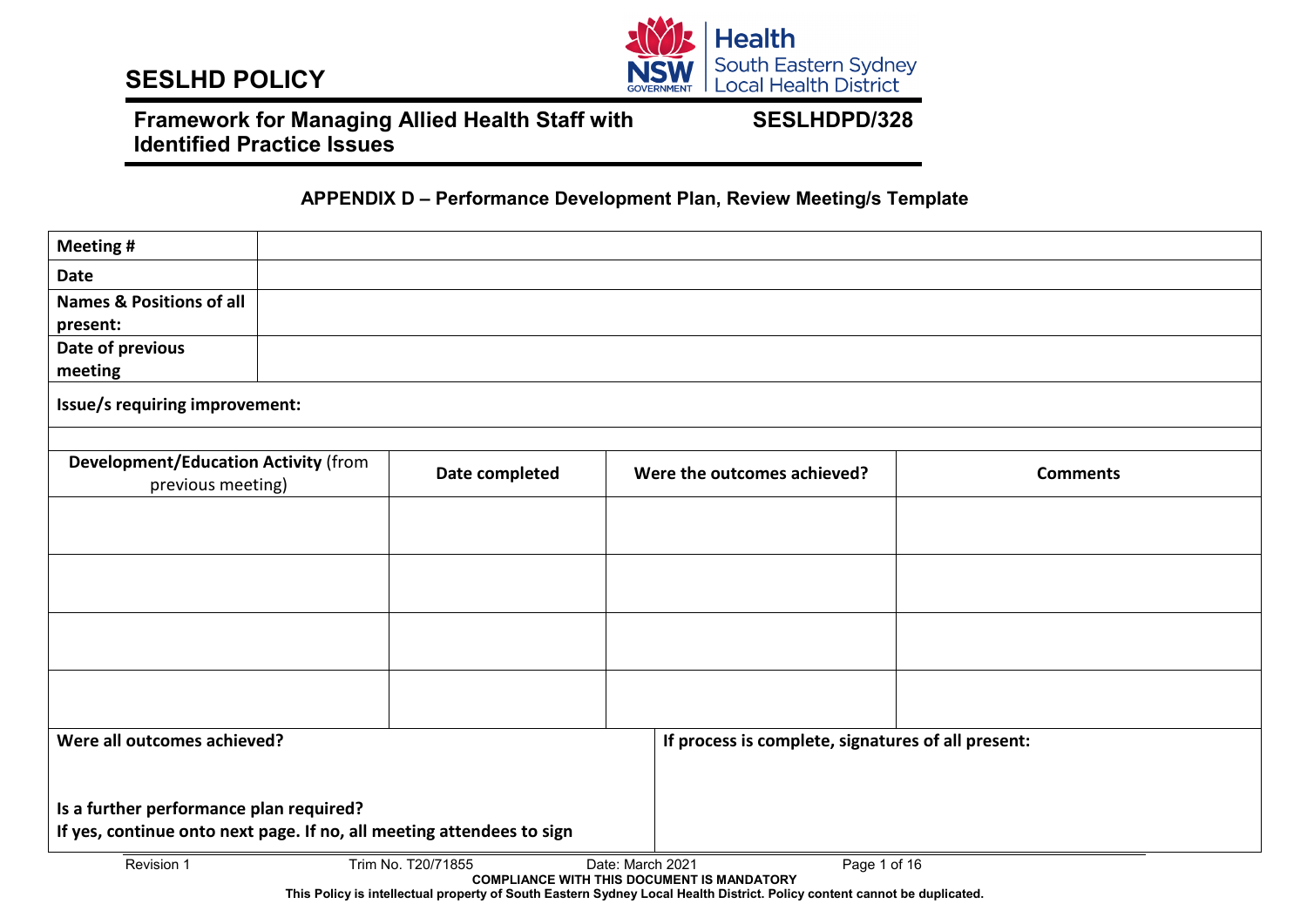### APPENDIX D – Performance Development Plan, Review Meeting/s Template

| | |
|---|---|
| **Meeting #** | |
| **Date** | |
| **Names & Positions of all present:** | |
| **Date of previous meeting** | |

**Issue/s requiring improvement:**

| **Development/Education Activity** (from previous meeting) | **Date completed** | **Were the outcomes achieved?** | **Comments** |
|---|---|---|---|
| | | | |
| | | | |
| | | | |
| | | | |

| | |
|---|---|
| **Were all outcomes achieved?**<br><br>**Is a further performance plan required?**<br>**If yes, continue onto next page. If no, all meeting attendees to sign** | **If process is complete, signatures of all present:** |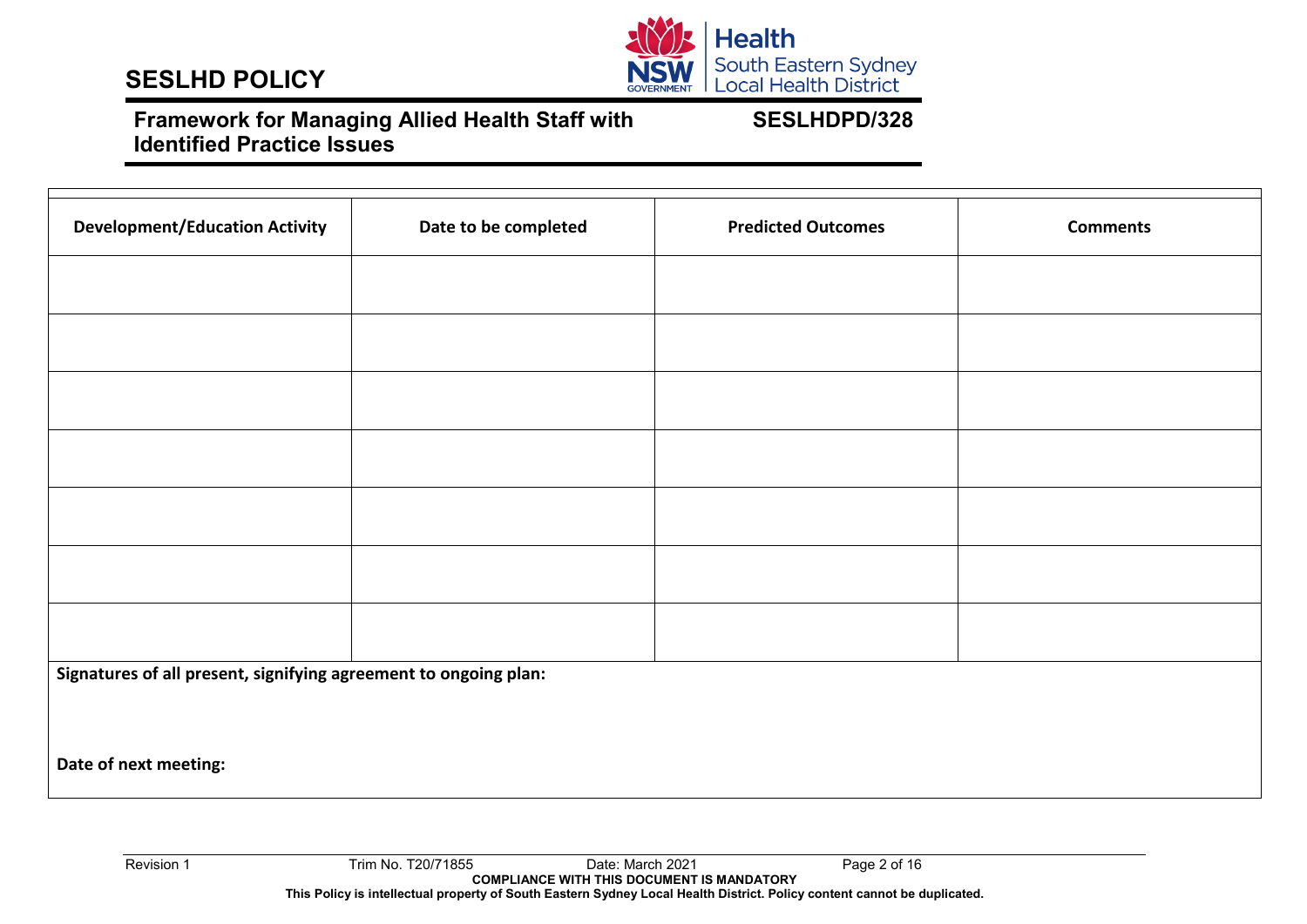| Development/Education Activity | Date to be completed | Predicted Outcomes | Comments |
|---|---|---|---|
| | | | |
| | | | |
| | | | |
| | | | |
| | | | |
| | | | |
| | | | |

**Signatures of all present, signifying agreement to ongoing plan:**

**Date of next meeting:**